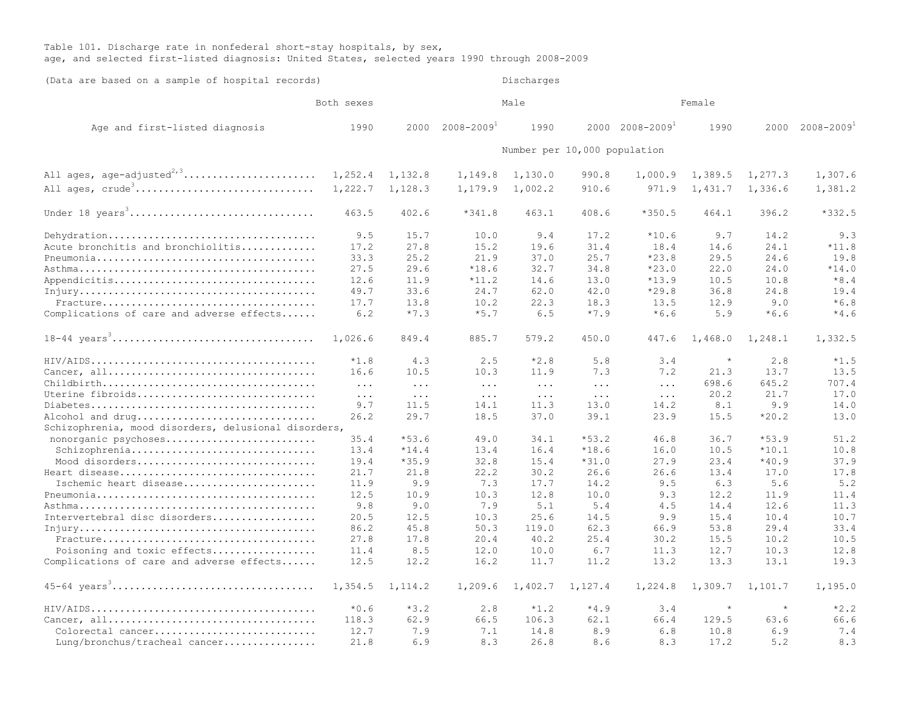Table 101. Discharge rate in nonfederal short-stay hospitals, by sex, age, and selected first-listed diagnosis: United States, selected years 1990 through 2008-2009

(Data are based on a sample of hospital records)

| Age and first-listed diagnosis | Both sexes 1990 | Both sexes 2000 | Both sexes 2008-2009[1] | Male 1990 | Male 2000 | Male 2008-2009[1] | Female 1990 | Female 2000 | Female 2008-2009[1] |
|---|---|---|---|---|---|---|---|---|---|
| | Discharges — Number per 10,000 population | | | | | | | | |
| All ages, age-adjusted[2,3] | 1,252.4 | 1,132.8 | 1,149.8 | 1,130.0 | 990.8 | 1,000.9 | 1,389.5 | 1,277.3 | 1,307.6 |
| All ages, crude[3] | 1,222.7 | 1,128.3 | 1,179.9 | 1,002.2 | 910.6 | 971.9 | 1,431.7 | 1,336.6 | 1,381.2 |
| Under 18 years[3] | 463.5 | 402.6 | *341.8 | 463.1 | 408.6 | *350.5 | 464.1 | 396.2 | *332.5 |
| Dehydration | 9.5 | 15.7 | 10.0 | 9.4 | 17.2 | *10.6 | 9.7 | 14.2 | 9.3 |
| Acute bronchitis and bronchiolitis | 17.2 | 27.8 | 15.2 | 19.6 | 31.4 | 18.4 | 14.6 | 24.1 | *11.8 |
| Pneumonia | 33.3 | 25.2 | 21.9 | 37.0 | 25.7 | *23.8 | 29.5 | 24.6 | 19.8 |
| Asthma | 27.5 | 29.6 | *18.6 | 32.7 | 34.8 | *23.0 | 22.0 | 24.0 | *14.0 |
| Appendicitis | 12.6 | 11.9 | *11.2 | 14.6 | 13.0 | *13.9 | 10.5 | 10.8 | *8.4 |
| Injury | 49.7 | 33.6 | 24.7 | 62.0 | 42.0 | *29.8 | 36.8 | 24.8 | 19.4 |
| Fracture | 17.7 | 13.8 | 10.2 | 22.3 | 18.3 | 13.5 | 12.9 | 9.0 | *6.8 |
| Complications of care and adverse effects | 6.2 | *7.3 | *5.7 | 6.5 | *7.9 | *6.6 | 5.9 | *6.6 | *4.6 |
| 18-44 years[3] | 1,026.6 | 849.4 | 885.7 | 579.2 | 450.0 | 447.6 | 1,468.0 | 1,248.1 | 1,332.5 |
| HIV/AIDS | *1.8 | 4.3 | 2.5 | *2.8 | 5.8 | 3.4 | * | 2.8 | *1.5 |
| Cancer, all | 16.6 | 10.5 | 10.3 | 11.9 | 7.3 | 7.2 | 21.3 | 13.7 | 13.5 |
| Childbirth | ... | ... | ... | ... | ... | ... | 698.6 | 645.2 | 707.4 |
| Uterine fibroids | ... | ... | ... | ... | ... | ... | 20.2 | 21.7 | 17.0 |
| Diabetes | 9.7 | 11.5 | 14.1 | 11.3 | 13.0 | 14.2 | 8.1 | 9.9 | 14.0 |
| Alcohol and drug | 26.2 | 29.7 | 18.5 | 37.0 | 39.1 | 23.9 | 15.5 | *20.2 | 13.0 |
| Schizophrenia, mood disorders, delusional disorders, nonorganic psychoses | 35.4 | *53.6 | 49.0 | 34.1 | *53.2 | 46.8 | 36.7 | *53.9 | 51.2 |
| Schizophrenia | 13.4 | *14.4 | 13.4 | 16.4 | *18.6 | 16.0 | 10.5 | *10.1 | 10.8 |
| Mood disorders | 19.4 | *35.9 | 32.8 | 15.4 | *31.0 | 27.9 | 23.4 | *40.9 | 37.9 |
| Heart disease | 21.7 | 21.8 | 22.2 | 30.2 | 26.6 | 26.6 | 13.4 | 17.0 | 17.8 |
| Ischemic heart disease | 11.9 | 9.9 | 7.3 | 17.7 | 14.2 | 9.5 | 6.3 | 5.6 | 5.2 |
| Pneumonia | 12.5 | 10.9 | 10.3 | 12.8 | 10.0 | 9.3 | 12.2 | 11.9 | 11.4 |
| Asthma | 9.8 | 9.0 | 7.9 | 5.1 | 5.4 | 4.5 | 14.4 | 12.6 | 11.3 |
| Intervertebral disc disorders | 20.5 | 12.5 | 10.3 | 25.6 | 14.5 | 9.9 | 15.4 | 10.4 | 10.7 |
| Injury | 86.2 | 45.8 | 50.3 | 119.0 | 62.3 | 66.9 | 53.8 | 29.4 | 33.4 |
| Fracture | 27.8 | 17.8 | 20.4 | 40.2 | 25.4 | 30.2 | 15.5 | 10.2 | 10.5 |
| Poisoning and toxic effects | 11.4 | 8.5 | 12.0 | 10.0 | 6.7 | 11.3 | 12.7 | 10.3 | 12.8 |
| Complications of care and adverse effects | 12.5 | 12.2 | 16.2 | 11.7 | 11.2 | 13.2 | 13.3 | 13.1 | 19.3 |
| 45-64 years[3] | 1,354.5 | 1,114.2 | 1,209.6 | 1,402.7 | 1,127.4 | 1,224.8 | 1,309.7 | 1,101.7 | 1,195.0 |
| HIV/AIDS | *0.6 | *3.2 | 2.8 | *1.2 | *4.9 | 3.4 | * | * | *2.2 |
| Cancer, all | 118.3 | 62.9 | 66.5 | 106.3 | 62.1 | 66.4 | 129.5 | 63.6 | 66.6 |
| Colorectal cancer | 12.7 | 7.9 | 7.1 | 14.8 | 8.9 | 6.8 | 10.8 | 6.9 | 7.4 |
| Lung/bronchus/tracheal cancer | 21.8 | 6.9 | 8.3 | 26.8 | 8.6 | 8.3 | 17.2 | 5.2 | 8.3 |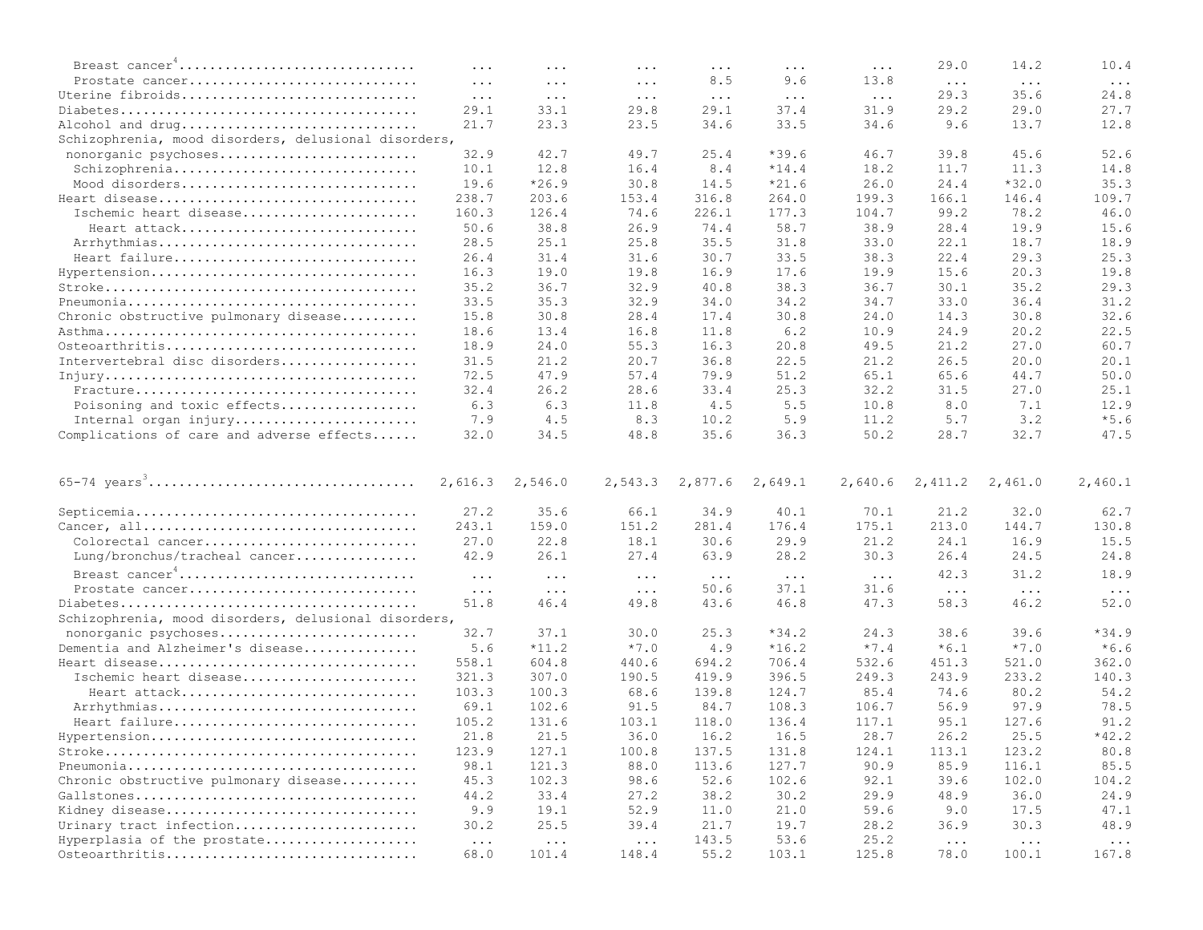| | | | | | | | | | |
|---|---|---|---|---|---|---|---|---|---|
| Breast cancer[4] | ... | ... | ... | ... | ... | ... | 29.0 | 14.2 | 10.4 |
| Prostate cancer | ... | ... | ... | 8.5 | 9.6 | 13.8 | ... | ... | ... |
| Uterine fibroids | ... | ... | ... | ... | ... | ... | 29.3 | 35.6 | 24.8 |
| Diabetes | 29.1 | 33.1 | 29.8 | 29.1 | 37.4 | 31.9 | 29.2 | 29.0 | 27.7 |
| Alcohol and drug | 21.7 | 23.3 | 23.5 | 34.6 | 33.5 | 34.6 | 9.6 | 13.7 | 12.8 |
| Schizophrenia, mood disorders, delusional disorders, nonorganic psychoses | 32.9 | 42.7 | 49.7 | 25.4 | *39.6 | 46.7 | 39.8 | 45.6 | 52.6 |
| Schizophrenia | 10.1 | 12.8 | 16.4 | 8.4 | *14.4 | 18.2 | 11.7 | 11.3 | 14.8 |
| Mood disorders | 19.6 | *26.9 | 30.8 | 14.5 | *21.6 | 26.0 | 24.4 | *32.0 | 35.3 |
| Heart disease | 238.7 | 203.6 | 153.4 | 316.8 | 264.0 | 199.3 | 166.1 | 146.4 | 109.7 |
| Ischemic heart disease | 160.3 | 126.4 | 74.6 | 226.1 | 177.3 | 104.7 | 99.2 | 78.2 | 46.0 |
| Heart attack | 50.6 | 38.8 | 26.9 | 74.4 | 58.7 | 38.9 | 28.4 | 19.9 | 15.6 |
| Arrhythmias | 28.5 | 25.1 | 25.8 | 35.5 | 31.8 | 33.0 | 22.1 | 18.7 | 18.9 |
| Heart failure | 26.4 | 31.4 | 31.6 | 30.7 | 33.5 | 38.3 | 22.4 | 29.3 | 25.3 |
| Hypertension | 16.3 | 19.0 | 19.8 | 16.9 | 17.6 | 19.9 | 15.6 | 20.3 | 19.8 |
| Stroke | 35.2 | 36.7 | 32.9 | 40.8 | 38.3 | 36.7 | 30.1 | 35.2 | 29.3 |
| Pneumonia | 33.5 | 35.3 | 32.9 | 34.0 | 34.2 | 34.7 | 33.0 | 36.4 | 31.2 |
| Chronic obstructive pulmonary disease | 15.8 | 30.8 | 28.4 | 17.4 | 30.8 | 24.0 | 14.3 | 30.8 | 32.6 |
| Asthma | 18.6 | 13.4 | 16.8 | 11.8 | 6.2 | 10.9 | 24.9 | 20.2 | 22.5 |
| Osteoarthritis | 18.9 | 24.0 | 55.3 | 16.3 | 20.8 | 49.5 | 21.2 | 27.0 | 60.7 |
| Intervertebral disc disorders | 31.5 | 21.2 | 20.7 | 36.8 | 22.5 | 21.2 | 26.5 | 20.0 | 20.1 |
| Injury | 72.5 | 47.9 | 57.4 | 79.9 | 51.2 | 65.1 | 65.6 | 44.7 | 50.0 |
| Fracture | 32.4 | 26.2 | 28.6 | 33.4 | 25.3 | 32.2 | 31.5 | 27.0 | 25.1 |
| Poisoning and toxic effects | 6.3 | 6.3 | 11.8 | 4.5 | 5.5 | 10.8 | 8.0 | 7.1 | 12.9 |
| Internal organ injury | 7.9 | 4.5 | 8.3 | 10.2 | 5.9 | 11.2 | 5.7 | 3.2 | *5.6 |
| Complications of care and adverse effects | 32.0 | 34.5 | 48.8 | 35.6 | 36.3 | 50.2 | 28.7 | 32.7 | 47.5 |
| | | | | | | | | | |
| 65-74 years[3] | 2,616.3 | 2,546.0 | 2,543.3 | 2,877.6 | 2,649.1 | 2,640.6 | 2,411.2 | 2,461.0 | 2,460.1 |
| | | | | | | | | | |
| Septicemia | 27.2 | 35.6 | 66.1 | 34.9 | 40.1 | 70.1 | 21.2 | 32.0 | 62.7 |
| Cancer, all | 243.1 | 159.0 | 151.2 | 281.4 | 176.4 | 175.1 | 213.0 | 144.7 | 130.8 |
| Colorectal cancer | 27.0 | 22.8 | 18.1 | 30.6 | 29.9 | 21.2 | 24.1 | 16.9 | 15.5 |
| Lung/bronchus/tracheal cancer | 42.9 | 26.1 | 27.4 | 63.9 | 28.2 | 30.3 | 26.4 | 24.5 | 24.8 |
| Breast cancer[4] | ... | ... | ... | ... | ... | ... | 42.3 | 31.2 | 18.9 |
| Prostate cancer | ... | ... | ... | 50.6 | 37.1 | 31.6 | ... | ... | ... |
| Diabetes | 51.8 | 46.4 | 49.8 | 43.6 | 46.8 | 47.3 | 58.3 | 46.2 | 52.0 |
| Schizophrenia, mood disorders, delusional disorders, nonorganic psychoses | 32.7 | 37.1 | 30.0 | 25.3 | *34.2 | 24.3 | 38.6 | 39.6 | *34.9 |
| Dementia and Alzheimer's disease | 5.6 | *11.2 | *7.0 | 4.9 | *16.2 | *7.4 | *6.1 | *7.0 | *6.6 |
| Heart disease | 558.1 | 604.8 | 440.6 | 694.2 | 706.4 | 532.6 | 451.3 | 521.0 | 362.0 |
| Ischemic heart disease | 321.3 | 307.0 | 190.5 | 419.9 | 396.5 | 249.3 | 243.9 | 233.2 | 140.3 |
| Heart attack | 103.3 | 100.3 | 68.6 | 139.8 | 124.7 | 85.4 | 74.6 | 80.2 | 54.2 |
| Arrhythmias | 69.1 | 102.6 | 91.5 | 84.7 | 108.3 | 106.7 | 56.9 | 97.9 | 78.5 |
| Heart failure | 105.2 | 131.6 | 103.1 | 118.0 | 136.4 | 117.1 | 95.1 | 127.6 | 91.2 |
| Hypertension | 21.8 | 21.5 | 36.0 | 16.2 | 16.5 | 28.7 | 26.2 | 25.5 | *42.2 |
| Stroke | 123.9 | 127.1 | 100.8 | 137.5 | 131.8 | 124.1 | 113.1 | 123.2 | 80.8 |
| Pneumonia | 98.1 | 121.3 | 88.0 | 113.6 | 127.7 | 90.9 | 85.9 | 116.1 | 85.5 |
| Chronic obstructive pulmonary disease | 45.3 | 102.3 | 98.6 | 52.6 | 102.6 | 92.1 | 39.6 | 102.0 | 104.2 |
| Gallstones | 44.2 | 33.4 | 27.2 | 38.2 | 30.2 | 29.9 | 48.9 | 36.0 | 24.9 |
| Kidney disease | 9.9 | 19.1 | 52.9 | 11.0 | 21.0 | 59.6 | 9.0 | 17.5 | 47.1 |
| Urinary tract infection | 30.2 | 25.5 | 39.4 | 21.7 | 19.7 | 28.2 | 36.9 | 30.3 | 48.9 |
| Hyperplasia of the prostate | ... | ... | ... | 143.5 | 53.6 | 25.2 | ... | ... | ... |
| Osteoarthritis | 68.0 | 101.4 | 148.4 | 55.2 | 103.1 | 125.8 | 78.0 | 100.1 | 167.8 |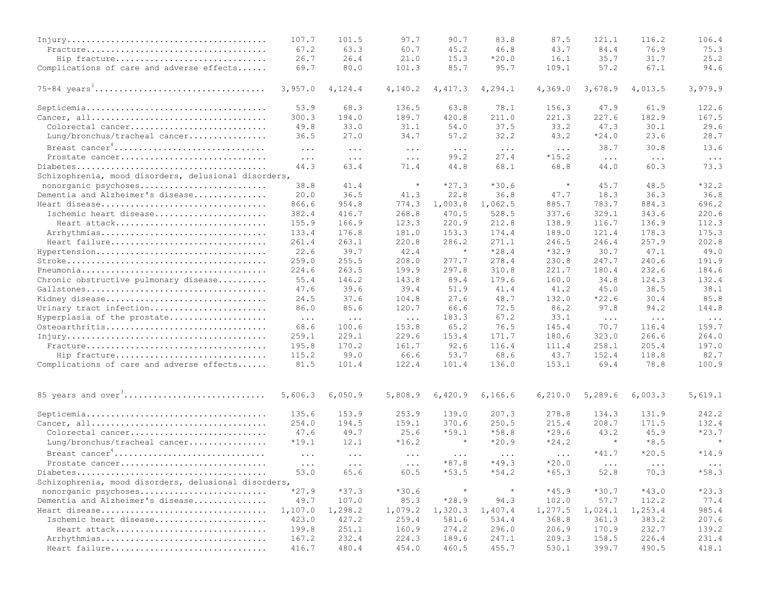| | | | | | | | | | |
|---|---|---|---|---|---|---|---|---|---|
| Injury | 107.7 | 101.5 | 97.7 | 90.7 | 83.8 | 87.5 | 121.1 | 116.2 | 106.4 |
| Fracture | 67.2 | 63.3 | 60.7 | 45.2 | 46.8 | 43.7 | 84.4 | 76.9 | 75.3 |
| Hip fracture | 26.7 | 26.4 | 21.0 | 15.3 | *20.0 | 16.1 | 35.7 | 31.7 | 25.2 |
| Complications of care and adverse effects | 69.7 | 80.0 | 101.3 | 85.7 | 95.7 | 109.1 | 57.2 | 67.1 | 94.6 |
| 75-84 years[3] | 3,957.0 | 4,124.4 | 4,140.2 | 4,417.3 | 4,294.1 | 4,369.0 | 3,678.9 | 4,013.5 | 3,979.9 |
| Septicemia | 53.9 | 68.3 | 136.5 | 63.8 | 78.1 | 156.3 | 47.9 | 61.9 | 122.6 |
| Cancer, all | 300.3 | 194.0 | 189.7 | 420.8 | 211.0 | 221.3 | 227.6 | 182.9 | 167.5 |
| Colorectal cancer | 49.8 | 33.0 | 31.1 | 54.0 | 37.5 | 33.2 | 47.3 | 30.1 | 29.6 |
| Lung/bronchus/tracheal cancer | 36.5 | 27.0 | 34.7 | 57.2 | 32.2 | 43.2 | *24.0 | 23.6 | 28.7 |
| Breast cancer[4] | ... | ... | ... | ... | ... | ... | 38.7 | 30.8 | 13.6 |
| Prostate cancer | ... | ... | ... | 99.2 | 27.4 | *15.2 | ... | ... | ... |
| Diabetes | 44.3 | 63.4 | 71.4 | 44.8 | 68.1 | 68.8 | 44.0 | 60.3 | 73.3 |
| Schizophrenia, mood disorders, delusional disorders, nonorganic psychoses | 38.8 | 41.4 | * | *27.3 | *30.6 | * | 45.7 | 48.5 | *32.2 |
| Dementia and Alzheimer's disease | 20.0 | 36.5 | 41.3 | 22.8 | 36.8 | 47.7 | 18.3 | 36.3 | 36.8 |
| Heart disease | 866.6 | 954.8 | 774.3 | 1,003.8 | 1,062.5 | 885.7 | 783.7 | 884.3 | 696.2 |
| Ischemic heart disease | 382.4 | 416.7 | 268.8 | 470.5 | 528.5 | 337.6 | 329.1 | 343.6 | 220.6 |
| Heart attack | 155.9 | 166.9 | 123.3 | 220.9 | 212.8 | 138.9 | 116.7 | 136.9 | 112.3 |
| Arrhythmias | 133.4 | 176.8 | 181.0 | 153.3 | 174.4 | 189.0 | 121.4 | 178.3 | 175.3 |
| Heart failure | 261.4 | 263.1 | 220.8 | 286.2 | 271.1 | 246.5 | 246.4 | 257.9 | 202.8 |
| Hypertension | 22.6 | 39.7 | 42.4 | * | *28.4 | *32.9 | 30.7 | 47.1 | 49.0 |
| Stroke | 259.0 | 255.5 | 208.0 | 277.7 | 278.4 | 230.8 | 247.7 | 240.6 | 191.9 |
| Pneumonia | 224.6 | 263.5 | 199.9 | 297.8 | 310.8 | 221.7 | 180.4 | 232.6 | 184.6 |
| Chronic obstructive pulmonary disease | 55.4 | 146.2 | 143.8 | 89.4 | 179.6 | 160.0 | 34.8 | 124.3 | 132.4 |
| Gallstones | 47.6 | 39.6 | 39.4 | 51.9 | 41.4 | 41.2 | 45.0 | 38.5 | 38.1 |
| Kidney disease | 24.5 | 37.6 | 104.8 | 27.6 | 48.7 | 132.0 | *22.6 | 30.4 | 85.8 |
| Urinary tract infection | 86.0 | 85.6 | 120.7 | 66.6 | 72.5 | 86.2 | 97.8 | 94.2 | 144.8 |
| Hyperplasia of the prostate | ... | ... | ... | 183.3 | 67.2 | 33.1 | ... | ... | ... |
| Osteoarthritis | 68.6 | 100.6 | 153.8 | 65.2 | 76.5 | 145.4 | 70.7 | 116.4 | 159.7 |
| Injury | 259.1 | 229.1 | 229.6 | 153.4 | 171.7 | 180.6 | 323.0 | 266.6 | 264.0 |
| Fracture | 195.8 | 170.2 | 161.7 | 92.6 | 116.4 | 111.4 | 258.1 | 205.4 | 197.0 |
| Hip fracture | 115.2 | 99.0 | 66.6 | 53.7 | 68.6 | 43.7 | 152.4 | 118.8 | 82.7 |
| Complications of care and adverse effects | 81.5 | 101.4 | 122.4 | 101.4 | 136.0 | 153.1 | 69.4 | 78.8 | 100.9 |
| 85 years and over[3] | 5,606.3 | 6,050.9 | 5,808.9 | 6,420.9 | 6,166.6 | 6,210.0 | 5,289.6 | 6,003.3 | 5,619.1 |
| Septicemia | 135.6 | 153.9 | 253.9 | 139.0 | 207.3 | 278.8 | 134.3 | 131.9 | 242.2 |
| Cancer, all | 254.0 | 194.5 | 159.1 | 370.6 | 250.5 | 215.4 | 208.7 | 171.5 | 132.4 |
| Colorectal cancer | 47.6 | 49.7 | 25.6 | *59.1 | *58.8 | *29.6 | 43.2 | 45.9 | *23.7 |
| Lung/bronchus/tracheal cancer | *19.1 | 12.1 | *16.2 | * | *20.9 | *24.2 | * | *8.5 | * |
| Breast cancer[4] | ... | ... | ... | ... | ... | ... | *41.7 | *20.5 | *14.9 |
| Prostate cancer | ... | ... | ... | *87.8 | *49.3 | *20.0 | ... | ... | ... |
| Diabetes | 53.0 | 65.6 | 60.5 | *53.5 | *54.2 | *65.3 | 52.8 | 70.3 | *58.3 |
| Schizophrenia, mood disorders, delusional disorders, nonorganic psychoses | *27.9 | *37.3 | *30.6 | * | * | *45.9 | *30.7 | *43.0 | *23.3 |
| Dementia and Alzheimer's disease | 49.7 | 107.0 | 85.3 | *28.9 | 94.3 | 102.0 | 57.7 | 112.2 | 77.4 |
| Heart disease | 1,107.0 | 1,298.2 | 1,079.2 | 1,320.3 | 1,407.4 | 1,277.5 | 1,024.1 | 1,253.4 | 985.4 |
| Ischemic heart disease | 423.0 | 427.2 | 259.4 | 581.6 | 534.4 | 368.8 | 361.3 | 383.2 | 207.6 |
| Heart attack | 199.8 | 251.1 | 160.9 | 274.2 | 296.0 | 206.9 | 170.9 | 232.7 | 139.2 |
| Arrhythmias | 167.2 | 232.4 | 224.3 | 189.6 | 247.1 | 209.3 | 158.5 | 226.4 | 231.4 |
| Heart failure | 416.7 | 480.4 | 454.0 | 460.5 | 455.7 | 530.1 | 399.7 | 490.5 | 418.1 |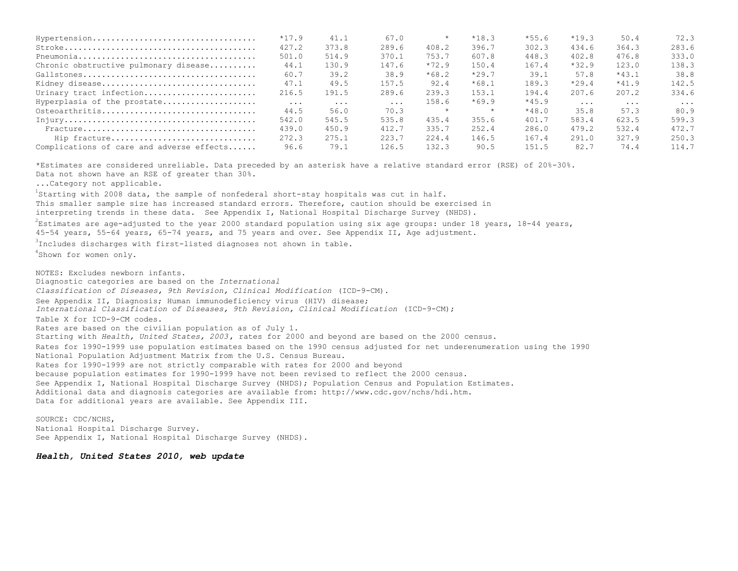| | | | | | | | | | |
|---|---|---|---|---|---|---|---|---|---|
| Hypertension.................................. | *17.9 | 41.1 | 67.0 | * | *18.3 | *55.6 | *19.3 | 50.4 | 72.3 |
| Stroke........................................ | 427.2 | 373.8 | 289.6 | 408.2 | 396.7 | 302.3 | 434.6 | 364.3 | 283.6 |
| Pneumonia..................................... | 501.0 | 514.9 | 370.1 | 753.7 | 607.8 | 448.3 | 402.8 | 476.8 | 333.0 |
| Chronic obstructive pulmonary disease.......... | 44.1 | 130.9 | 147.6 | *72.9 | 150.4 | 167.4 | *32.9 | 123.0 | 138.3 |
| Gallstones.................................... | 60.7 | 39.2 | 38.9 | *68.2 | *29.7 | 39.1 | 57.8 | *43.1 | 38.8 |
| Kidney disease................................ | 47.1 | 49.5 | 157.5 | 92.4 | *68.1 | 189.3 | *29.4 | *41.9 | 142.5 |
| Urinary tract infection....................... | 216.5 | 191.5 | 289.6 | 239.3 | 153.1 | 194.4 | 207.6 | 207.2 | 334.6 |
| Hyperplasia of the prostate................... | ... | ... | ... | 158.6 | *69.9 | *45.9 | ... | ... | ... |
| Osteoarthritis................................ | 44.5 | 56.0 | 70.3 | * | * | *48.0 | 35.8 | 57.3 | 80.9 |
| Injury........................................ | 542.0 | 545.5 | 535.8 | 435.4 | 355.6 | 401.7 | 583.4 | 623.5 | 599.3 |
| Fracture.................................... | 439.0 | 450.9 | 412.7 | 335.7 | 252.4 | 286.0 | 479.2 | 532.4 | 472.7 |
| Hip fracture.............................. | 272.3 | 275.1 | 223.7 | 224.4 | 146.5 | 167.4 | 291.0 | 327.9 | 250.3 |
| Complications of care and adverse effects...... | 96.6 | 79.1 | 126.5 | 132.3 | 90.5 | 151.5 | 82.7 | 74.4 | 114.7 |

*Estimates are considered unreliable. Data preceded by an asterisk have a relative standard error (RSE) of 20%-30%.
Data not shown have an RSE of greater than 30%.

...Category not applicable.

[1]Starting with 2008 data, the sample of nonfederal short-stay hospitals was cut in half.
This smaller sample size has increased standard errors. Therefore, caution should be exercised in interpreting trends in these data. See Appendix I, National Hospital Discharge Survey (NHDS).

[2]Estimates are age-adjusted to the year 2000 standard population using six age groups: under 18 years, 18-44 years, 45-54 years, 55-64 years, 65-74 years, and 75 years and over. See Appendix II, Age adjustment.

[3]Includes discharges with first-listed diagnoses not shown in table.

[4]Shown for women only.

NOTES: Excludes newborn infants.
Diagnostic categories are based on the *International Classification of Diseases, 9th Revision, Clinical Modification* (ICD-9-CM).
See Appendix II, Diagnosis; Human immunodeficiency virus (HIV) disease; *International Classification of Diseases, 9th Revision, Clinical Modification* (ICD-9-CM); Table X for ICD-9-CM codes.
Rates are based on the civilian population as of July 1.
Starting with *Health, United States, 2003*, rates for 2000 and beyond are based on the 2000 census.
Rates for 1990-1999 use population estimates based on the 1990 census adjusted for net underenumeration using the 1990 National Population Adjustment Matrix from the U.S. Census Bureau.
Rates for 1990-1999 are not strictly comparable with rates for 2000 and beyond because population estimates for 1990-1999 have not been revised to reflect the 2000 census.
See Appendix I, National Hospital Discharge Survey (NHDS); Population Census and Population Estimates.
Additional data and diagnosis categories are available from: http://www.cdc.gov/nchs/hdi.htm.
Data for additional years are available. See Appendix III.

SOURCE: CDC/NCHS,
National Hospital Discharge Survey.
See Appendix I, National Hospital Discharge Survey (NHDS).

***Health, United States 2010, web update***